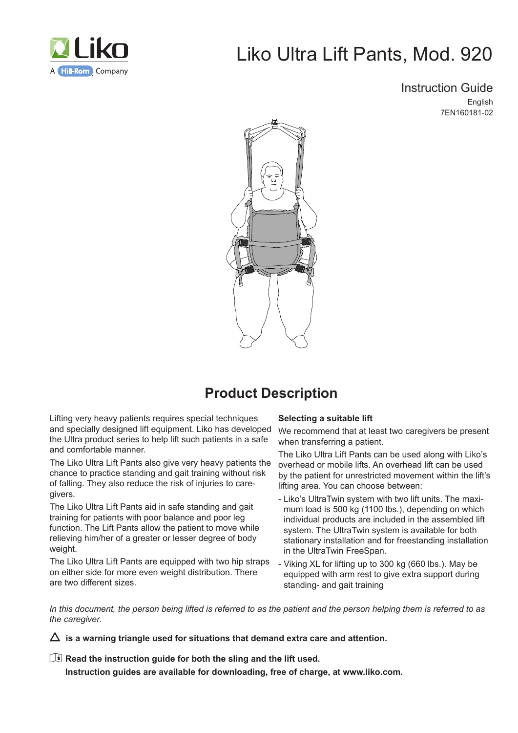Liko A Hill-Rom Company

# Liko Ultra Lift Pants, Mod. 920

Instruction Guide

English

7EN160181-02

## Product Description

Lifting very heavy patients requires special techniques and specially designed lift equipment. Liko has developed the Ultra product series to help lift such patients in a safe and comfortable manner.

The Liko Ultra Lift Pants also give very heavy patients the chance to practice standing and gait training without risk of falling. They also reduce the risk of injuries to caregivers.

The Liko Ultra Lift Pants aid in safe standing and gait training for patients with poor balance and poor leg function. The Lift Pants allow the patient to move while relieving him/her of a greater or lesser degree of body weight.

The Liko Ultra Lift Pants are equipped with two hip straps on either side for more even weight distribution. There are two different sizes.

**Selecting a suitable lift**

We recommend that at least two caregivers be present when transferring a patient.

The Liko Ultra Lift Pants can be used along with Liko's overhead or mobile lifts. An overhead lift can be used by the patient for unrestricted movement within the lift's lifting area. You can choose between:

- Liko's UltraTwin system with two lift units. The maximum load is 500 kg (1100 lbs.), depending on which individual products are included in the assembled lift system. The UltraTwin system is available for both stationary installation and for freestanding installation in the UltraTwin FreeSpan.
- Viking XL for lifting up to 300 kg (660 lbs.). May be equipped with arm rest to give extra support during standing- and gait training

*In this document, the person being lifted is referred to as the patient and the person helping them is referred to as the caregiver.*

△ **is a warning triangle used for situations that demand extra care and attention.**

**Read the instruction guide for both the sling and the lift used.**
**Instruction guides are available for downloading, free of charge, at www.liko.com.**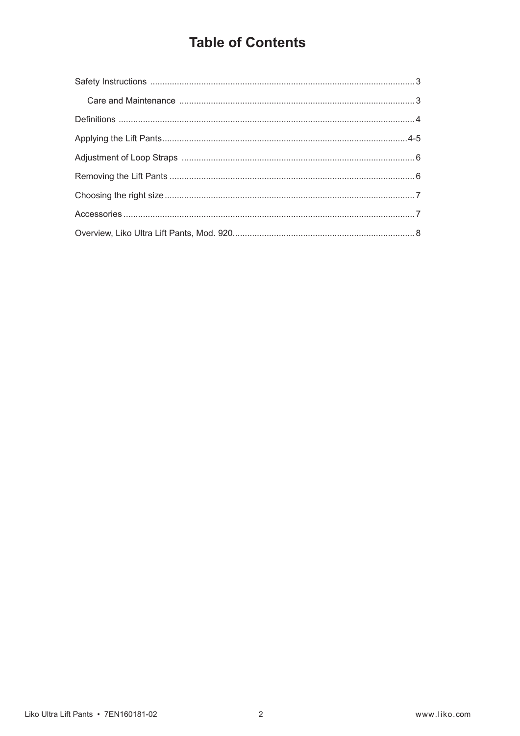# Table of Contents

| | |
|---|---|
| Safety Instructions | 3 |
| &nbsp;&nbsp;&nbsp;&nbsp;Care and Maintenance | 3 |
| Definitions | 4 |
| Applying the Lift Pants | 4-5 |
| Adjustment of Loop Straps | 6 |
| Removing the Lift Pants | 6 |
| Choosing the right size | 7 |
| Accessories | 7 |
| Overview, Liko Ultra Lift Pants, Mod. 920 | 8 |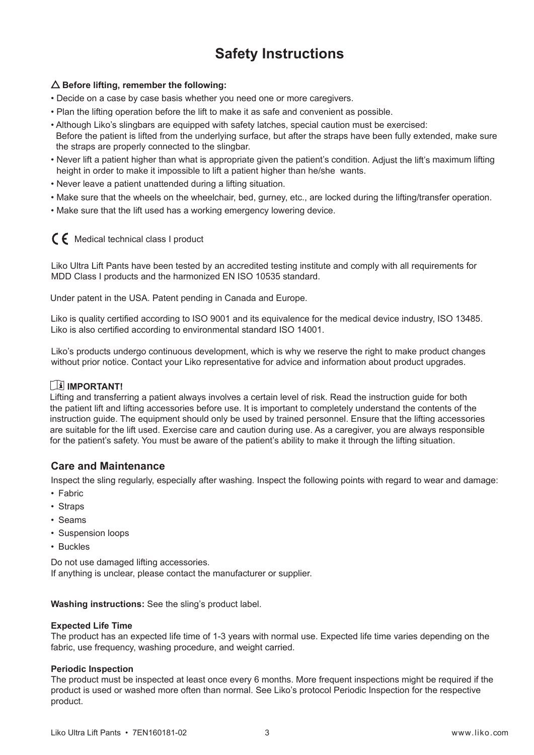# Safety Instructions

△ **Before lifting, remember the following:**

- Decide on a case by case basis whether you need one or more caregivers.
- Plan the lifting operation before the lift to make it as safe and convenient as possible.
- Although Liko's slingbars are equipped with safety latches, special caution must be exercised: Before the patient is lifted from the underlying surface, but after the straps have been fully extended, make sure the straps are properly connected to the slingbar.
- Never lift a patient higher than what is appropriate given the patient's condition. Adjust the lift's maximum lifting height in order to make it impossible to lift a patient higher than he/she wants.
- Never leave a patient unattended during a lifting situation.
- Make sure that the wheels on the wheelchair, bed, gurney, etc., are locked during the lifting/transfer operation.
- Make sure that the lift used has a working emergency lowering device.

CE Medical technical class I product

Liko Ultra Lift Pants have been tested by an accredited testing institute and comply with all requirements for MDD Class I products and the harmonized EN ISO 10535 standard.

Under patent in the USA. Patent pending in Canada and Europe.

Liko is quality certified according to ISO 9001 and its equivalence for the medical device industry, ISO 13485. Liko is also certified according to environmental standard ISO 14001.

Liko's products undergo continuous development, which is why we reserve the right to make product changes without prior notice. Contact your Liko representative for advice and information about product upgrades.

**IMPORTANT!**

Lifting and transferring a patient always involves a certain level of risk. Read the instruction guide for both the patient lift and lifting accessories before use. It is important to completely understand the contents of the instruction guide. The equipment should only be used by trained personnel. Ensure that the lifting accessories are suitable for the lift used. Exercise care and caution during use. As a caregiver, you are always responsible for the patient's safety. You must be aware of the patient's ability to make it through the lifting situation.

## Care and Maintenance

Inspect the sling regularly, especially after washing. Inspect the following points with regard to wear and damage:

- Fabric
- Straps
- Seams
- Suspension loops
- Buckles

Do not use damaged lifting accessories.
If anything is unclear, please contact the manufacturer or supplier.

**Washing instructions:** See the sling's product label.

**Expected Life Time**

The product has an expected life time of 1-3 years with normal use. Expected life time varies depending on the fabric, use frequency, washing procedure, and weight carried.

**Periodic Inspection**

The product must be inspected at least once every 6 months. More frequent inspections might be required if the product is used or washed more often than normal. See Liko's protocol Periodic Inspection for the respective product.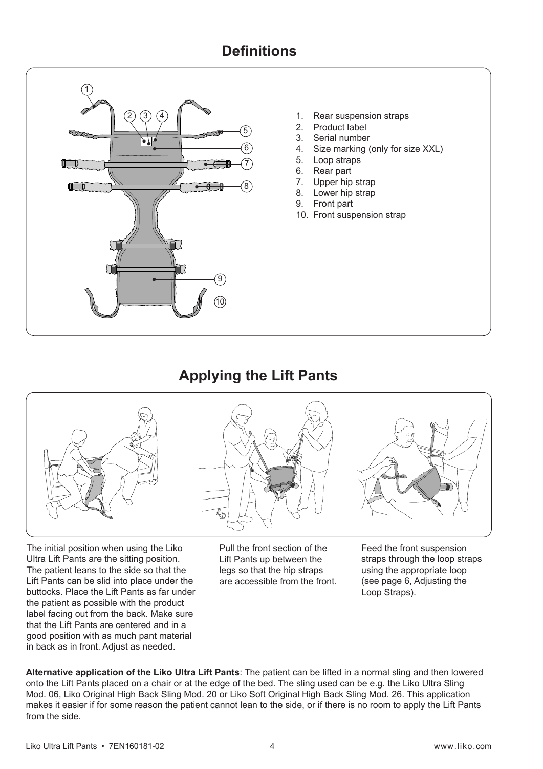## Definitions

1. Rear suspension straps
2. Product label
3. Serial number
4. Size marking (only for size XXL)
5. Loop straps
6. Rear part
7. Upper hip strap
8. Lower hip strap
9. Front part
10. Front suspension strap

## Applying the Lift Pants

The initial position when using the Liko Ultra Lift Pants are the sitting position. The patient leans to the side so that the Lift Pants can be slid into place under the buttocks. Place the Lift Pants as far under the patient as possible with the product label facing out from the back. Make sure that the Lift Pants are centered and in a good position with as much pant material in back as in front. Adjust as needed.

Pull the front section of the Lift Pants up between the legs so that the hip straps are accessible from the front.

Feed the front suspension straps through the loop straps using the appropriate loop (see page 6, Adjusting the Loop Straps).

**Alternative application of the Liko Ultra Lift Pants**: The patient can be lifted in a normal sling and then lowered onto the Lift Pants placed on a chair or at the edge of the bed. The sling used can be e.g. the Liko Ultra Sling Mod. 06, Liko Original High Back Sling Mod. 20 or Liko Soft Original High Back Sling Mod. 26. This application makes it easier if for some reason the patient cannot lean to the side, or if there is no room to apply the Lift Pants from the side.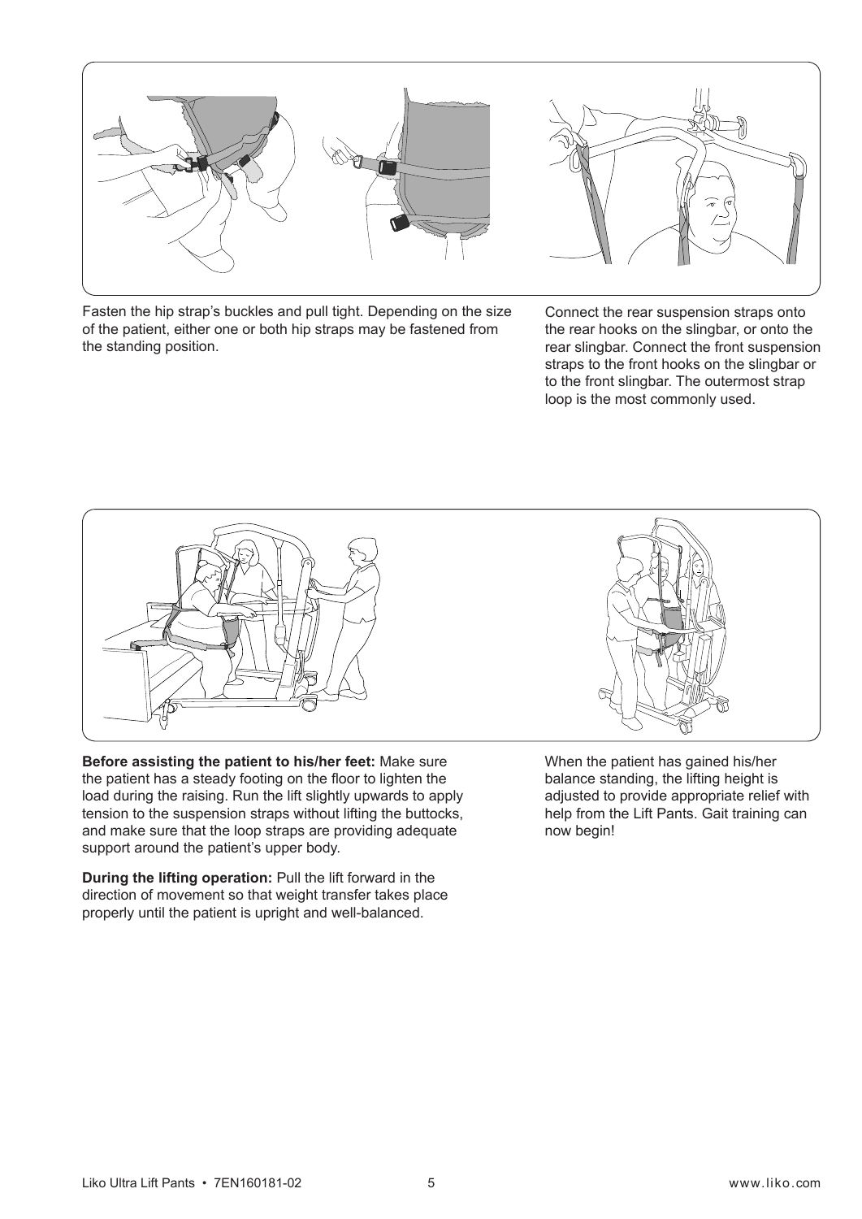Fasten the hip strap's buckles and pull tight. Depending on the size of the patient, either one or both hip straps may be fastened from the standing position.

Connect the rear suspension straps onto the rear hooks on the slingbar, or onto the rear slingbar. Connect the front suspension straps to the front hooks on the slingbar or to the front slingbar. The outermost strap loop is the most commonly used.

**Before assisting the patient to his/her feet:** Make sure the patient has a steady footing on the floor to lighten the load during the raising. Run the lift slightly upwards to apply tension to the suspension straps without lifting the buttocks, and make sure that the loop straps are providing adequate support around the patient's upper body.

**During the lifting operation:** Pull the lift forward in the direction of movement so that weight transfer takes place properly until the patient is upright and well-balanced.

When the patient has gained his/her balance standing, the lifting height is adjusted to provide appropriate relief with help from the Lift Pants. Gait training can now begin!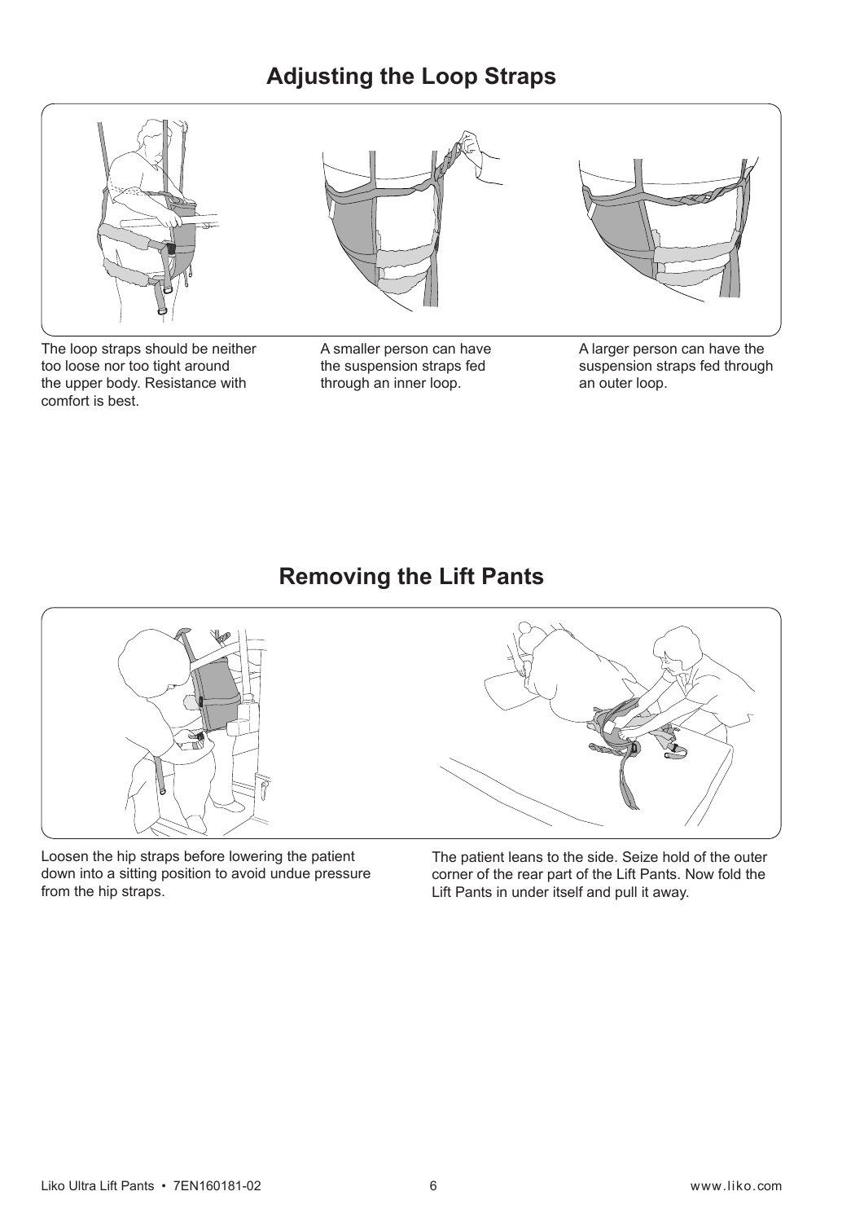## Adjusting the Loop Straps

The loop straps should be neither too loose nor too tight around the upper body. Resistance with comfort is best.

A smaller person can have the suspension straps fed through an inner loop.

A larger person can have the suspension straps fed through an outer loop.

## Removing the Lift Pants

Loosen the hip straps before lowering the patient down into a sitting position to avoid undue pressure from the hip straps.

The patient leans to the side. Seize hold of the outer corner of the rear part of the Lift Pants. Now fold the Lift Pants in under itself and pull it away.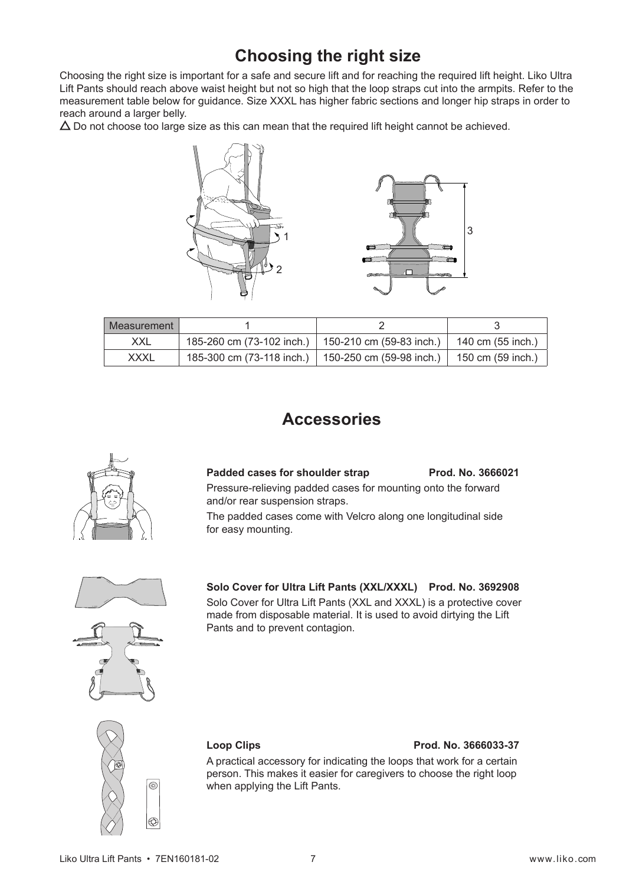## Choosing the right size

Choosing the right size is important for a safe and secure lift and for reaching the required lift height. Liko Ultra Lift Pants should reach above waist height but not so high that the loop straps cut into the armpits. Refer to the measurement table below for guidance. Size XXXL has higher fabric sections and longer hip straps in order to reach around a larger belly.

⚠ Do not choose too large size as this can mean that the required lift height cannot be achieved.

| Measurement | 1 | 2 | 3 |
|---|---|---|---|
| XXL | 185-260 cm (73-102 inch.) | 150-210 cm (59-83 inch.) | 140 cm (55 inch.) |
| XXXL | 185-300 cm (73-118 inch.) | 150-250 cm (59-98 inch.) | 150 cm (59 inch.) |

## Accessories

**Padded cases for shoulder strap** **Prod. No. 3666021**

Pressure-relieving padded cases for mounting onto the forward and/or rear suspension straps.

The padded cases come with Velcro along one longitudinal side for easy mounting.

**Solo Cover for Ultra Lift Pants (XXL/XXXL)** **Prod. No. 3692908**

Solo Cover for Ultra Lift Pants (XXL and XXXL) is a protective cover made from disposable material. It is used to avoid dirtying the Lift Pants and to prevent contagion.

**Loop Clips** **Prod. No. 3666033-37**

A practical accessory for indicating the loops that work for a certain person. This makes it easier for caregivers to choose the right loop when applying the Lift Pants.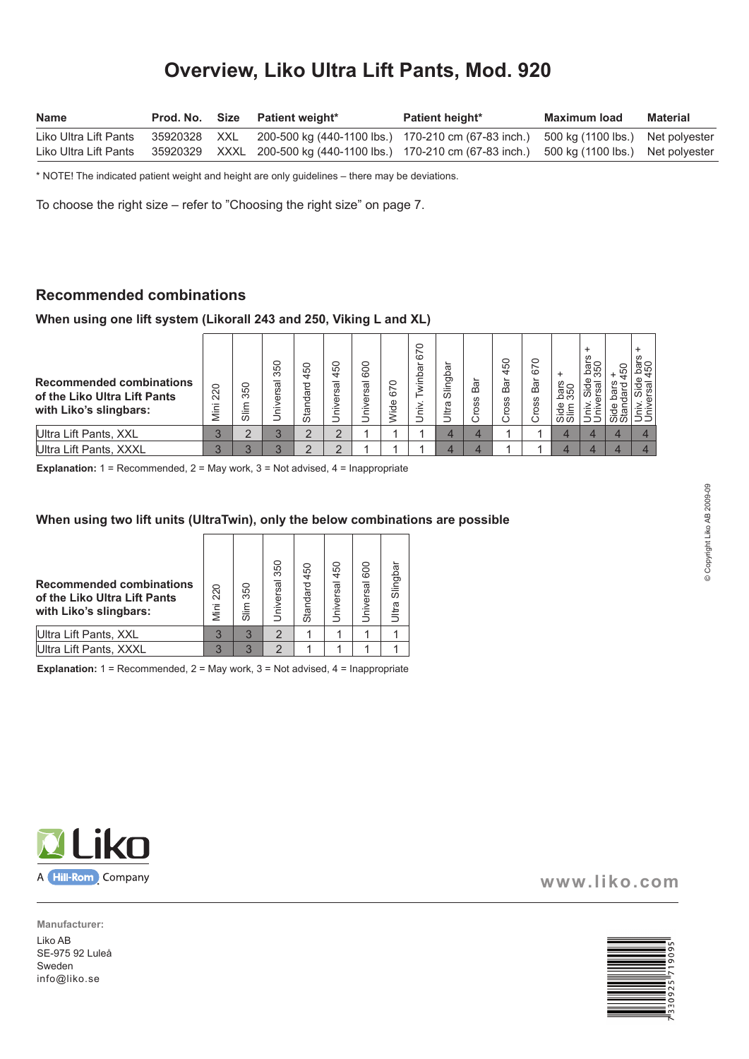# Overview, Liko Ultra Lift Pants, Mod. 920

| Name | Prod. No. | Size | Patient weight* | Patient height* | Maximum load | Material |
|---|---|---|---|---|---|---|
| Liko Ultra Lift Pants | 35920328 | XXL | 200-500 kg (440-1100 lbs.) | 170-210 cm (67-83 inch.) | 500 kg (1100 lbs.) | Net polyester |
| Liko Ultra Lift Pants | 35920329 | XXXL | 200-500 kg (440-1100 lbs.) | 170-210 cm (67-83 inch.) | 500 kg (1100 lbs.) | Net polyester |

\* NOTE! The indicated patient weight and height are only guidelines – there may be deviations.

To choose the right size – refer to "Choosing the right size" on page 7.

## Recommended combinations

### When using one lift system (Likorall 243 and 250, Viking L and XL)

| Recommended combinations of the Liko Ultra Lift Pants with Liko's slingbars: | Mini 220 | Slim 350 | Universal 350 | Standard 450 | Universal 450 | Universal 600 | Wide 670 | Univ. Twinbar 670 | Ultra Slingbar | Cross Bar | Cross Bar 450 | Cross Bar 670 | Side bars + Slim 350 | Univ. Side bars + Universal 350 | Side bars + Standard 450 | Univ. Side bars + Universal 450 |
|---|---|---|---|---|---|---|---|---|---|---|---|---|---|---|---|---|
| Ultra Lift Pants, XXL | 3 | 2 | 3 | 2 | 2 | 1 | 1 | 1 | 4 | 4 | 1 | 1 | 4 | 4 | 4 | 4 |
| Ultra Lift Pants, XXXL | 3 | 3 | 3 | 2 | 2 | 1 | 1 | 1 | 4 | 4 | 1 | 1 | 4 | 4 | 4 | 4 |

**Explanation:** 1 = Recommended, 2 = May work, 3 = Not advised, 4 = Inappropriate

### When using two lift units (UltraTwin), only the below combinations are possible

| Recommended combinations of the Liko Ultra Lift Pants with Liko's slingbars: | Mini 220 | Slim 350 | Universal 350 | Standard 450 | Universal 450 | Universal 600 | Ultra Slingbar |
|---|---|---|---|---|---|---|---|
| Ultra Lift Pants, XXL | 3 | 3 | 2 | 1 | 1 | 1 | 1 |
| Ultra Lift Pants, XXXL | 3 | 3 | 2 | 1 | 1 | 1 | 1 |

**Explanation:** 1 = Recommended, 2 = May work, 3 = Not advised, 4 = Inappropriate

© Copyright Liko AB 2009-09

Liko

A Hill-Rom Company

www.liko.com

**Manufacturer:**

Liko AB
SE-975 92 Luleå
Sweden
info@liko.se

7330925719095